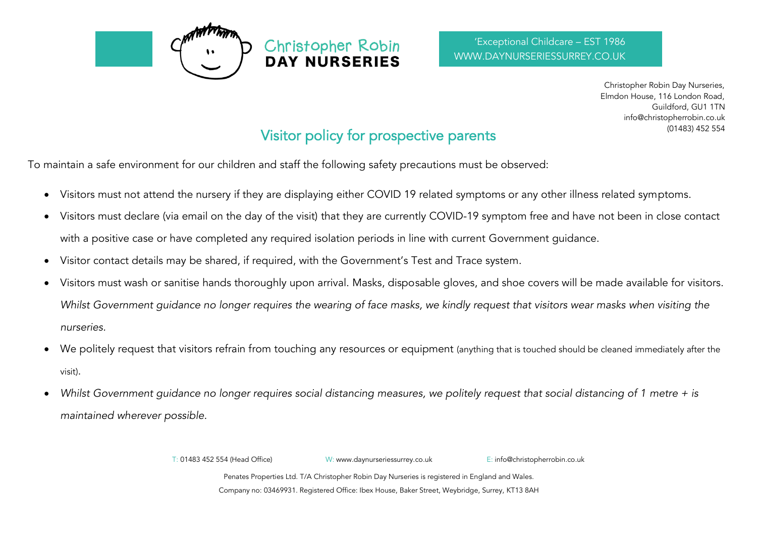Christopher Robin
**DAY NURSERIES**

'Exceptional Childcare – EST 1986
WWW.DAYNURSERIESSURREY.CO.UK

Christopher Robin Day Nurseries,
Elmdon House, 116 London Road,
Guildford, GU1 1TN
info@christopherrobin.co.uk
(01483) 452 554

# Visitor policy for prospective parents

To maintain a safe environment for our children and staff the following safety precautions must be observed:

- Visitors must not attend the nursery if they are displaying either COVID 19 related symptoms or any other illness related symptoms.
- Visitors must declare (via email on the day of the visit) that they are currently COVID-19 symptom free and have not been in close contact with a positive case or have completed any required isolation periods in line with current Government guidance.
- Visitor contact details may be shared, if required, with the Government's Test and Trace system.
- Visitors must wash or sanitise hands thoroughly upon arrival. Masks, disposable gloves, and shoe covers will be made available for visitors. *Whilst Government guidance no longer requires the wearing of face masks, we kindly request that visitors wear masks when visiting the nurseries.*
- We politely request that visitors refrain from touching any resources or equipment (anything that is touched should be cleaned immediately after the visit).
- *Whilst Government guidance no longer requires social distancing measures, we politely request that social distancing of 1 metre + is maintained wherever possible.*

T: 01483 452 554 (Head Office) W: www.daynurseriessurrey.co.uk E: info@christopherrobin.co.uk

Penates Properties Ltd. T/A Christopher Robin Day Nurseries is registered in England and Wales.
Company no: 03469931. Registered Office: Ibex House, Baker Street, Weybridge, Surrey, KT13 8AH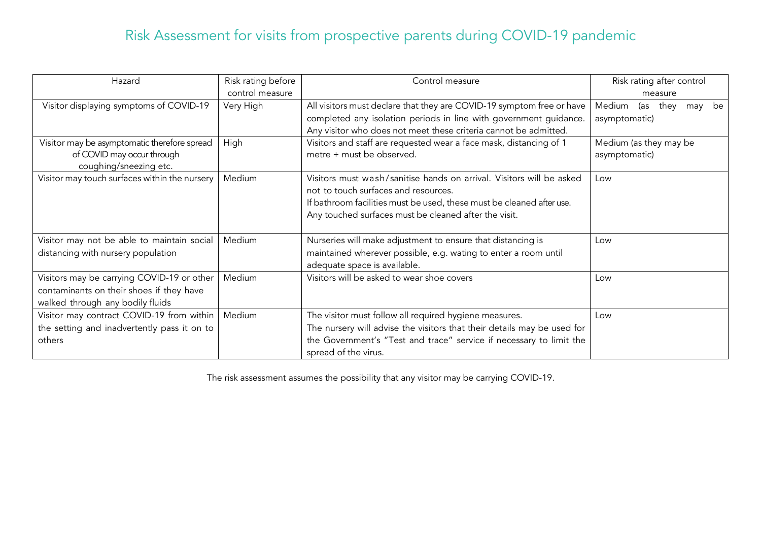# Risk Assessment for visits from prospective parents during COVID-19 pandemic

| Hazard | Risk rating before control measure | Control measure | Risk rating after control measure |
|---|---|---|---|
| Visitor displaying symptoms of COVID-19 | Very High | All visitors must declare that they are COVID-19 symptom free or have completed any isolation periods in line with government guidance. Any visitor who does not meet these criteria cannot be admitted. | Medium (as they may be asymptomatic) |
| Visitor may be asymptomatic therefore spread of COVID may occur through coughing/sneezing etc. | High | Visitors and staff are requested wear a face mask, distancing of 1 metre + must be observed. | Medium (as they may be asymptomatic) |
| Visitor may touch surfaces within the nursery | Medium | Visitors must wash/sanitise hands on arrival. Visitors will be asked not to touch surfaces and resources.<br>If bathroom facilities must be used, these must be cleaned after use.<br>Any touched surfaces must be cleaned after the visit. | Low |
| Visitor may not be able to maintain social distancing with nursery population | Medium | Nurseries will make adjustment to ensure that distancing is maintained wherever possible, e.g. wating to enter a room until adequate space is available. | Low |
| Visitors may be carrying COVID-19 or other contaminants on their shoes if they have walked through any bodily fluids | Medium | Visitors will be asked to wear shoe covers | Low |
| Visitor may contract COVID-19 from within the setting and inadvertently pass it on to others | Medium | The visitor must follow all required hygiene measures.<br>The nursery will advise the visitors that their details may be used for the Government's "Test and trace" service if necessary to limit the spread of the virus. | Low |

The risk assessment assumes the possibility that any visitor may be carrying COVID-19.